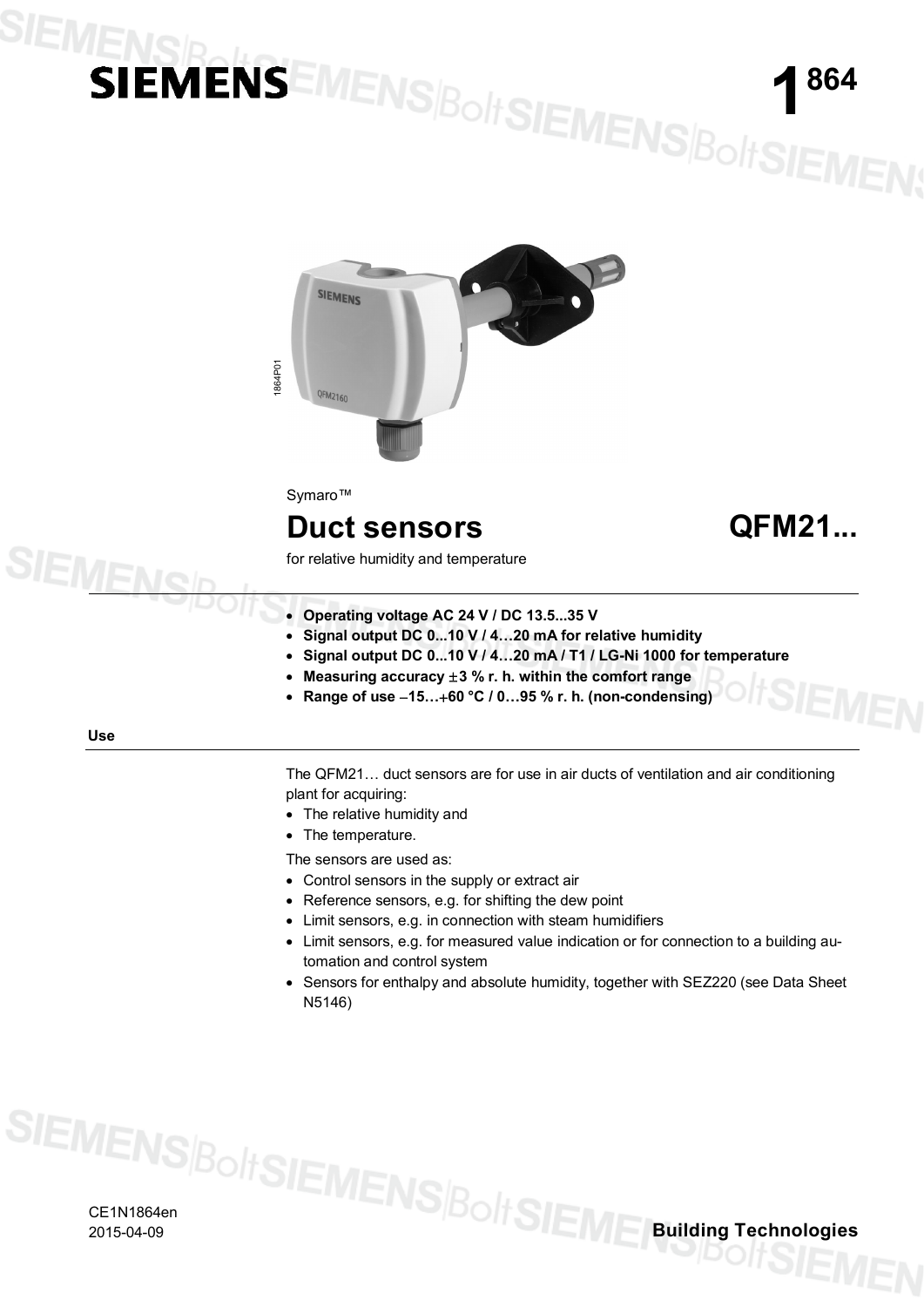# SIEMENS

# 1864

Symaro™

# Duct sensors QFM21...

for relative humidity and temperature

- **Operating voltage AC 24 V / DC 13.5...35 V**
- **Signal output DC 0...10 V / 4…20 mA for relative humidity**
- **Signal output DC 0...10 V / 4…20 mA / T1 / LG-Ni 1000 for temperature**
- **Measuring accuracy ±3 % r. h. within the comfort range**
- **Range of use −15…+60 °C / 0…95 % r. h. (non-condensing)**

## Use

The QFM21… duct sensors are for use in air ducts of ventilation and air conditioning plant for acquiring:

- The relative humidity and
- The temperature.

The sensors are used as:

- Control sensors in the supply or extract air
- Reference sensors, e.g. for shifting the dew point
- Limit sensors, e.g. in connection with steam humidifiers
- Limit sensors, e.g. for measured value indication or for connection to a building automation and control system
- Sensors for enthalpy and absolute humidity, together with SEZ220 (see Data Sheet N5146)

CE1N1864en
2015-04-09

Building Technologies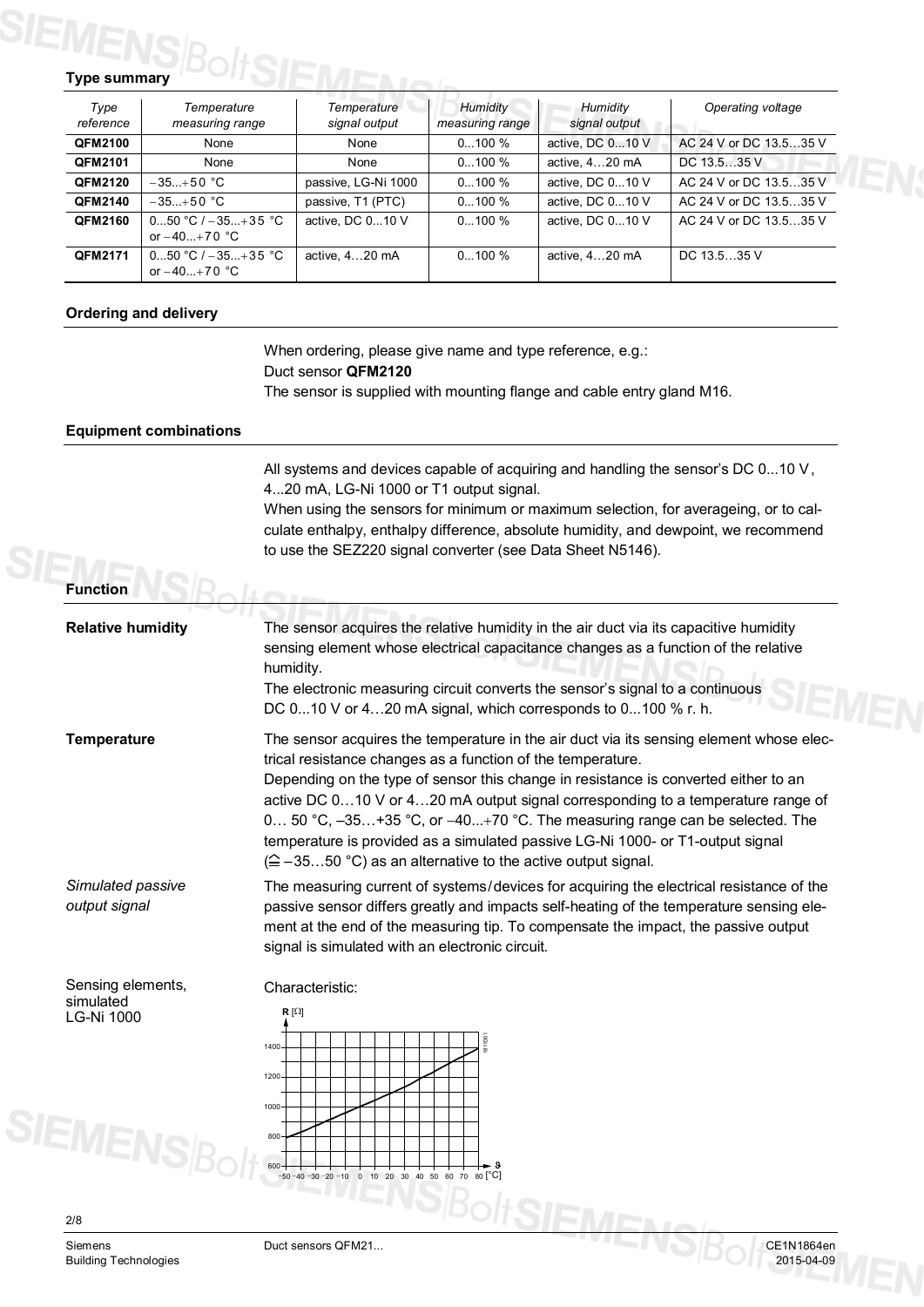## Type summary

| *Type reference* | *Temperature measuring range* | *Temperature signal output* | *Humidity measuring range* | *Humidity signal output* | *Operating voltage* |
|---|---|---|---|---|---|
| **QFM2100** | None | None | 0...100 % | active, DC 0...10 V | AC 24 V or DC 13.5…35 V |
| **QFM2101** | None | None | 0...100 % | active, 4…20 mA | DC 13.5…35 V |
| **QFM2120** | −35...+50 °C | passive, LG-Ni 1000 | 0...100 % | active, DC 0...10 V | AC 24 V or DC 13.5…35 V |
| **QFM2140** | −35...+50 °C | passive, T1 (PTC) | 0...100 % | active, DC 0...10 V | AC 24 V or DC 13.5…35 V |
| **QFM2160** | 0...50 °C / −35...+35 °C or −40...+70 °C | active, DC 0...10 V | 0...100 % | active, DC 0...10 V | AC 24 V or DC 13.5…35 V |
| **QFM2171** | 0...50 °C / −35...+35 °C or −40...+70 °C | active, 4…20 mA | 0...100 % | active, 4…20 mA | DC 13.5…35 V |

## Ordering and delivery

When ordering, please give name and type reference, e.g.:
Duct sensor **QFM2120**
The sensor is supplied with mounting flange and cable entry gland M16.

## Equipment combinations

All systems and devices capable of acquiring and handling the sensor's DC 0...10 V, 4...20 mA, LG-Ni 1000 or T1 output signal.
When using the sensors for minimum or maximum selection, for averageing, or to calculate enthalpy, enthalpy difference, absolute humidity, and dewpoint, we recommend to use the SEZ220 signal converter (see Data Sheet N5146).

## Function

**Relative humidity**

The sensor acquires the relative humidity in the air duct via its capacitive humidity sensing element whose electrical capacitance changes as a function of the relative humidity.
The electronic measuring circuit converts the sensor's signal to a continuous DC 0...10 V or 4…20 mA signal, which corresponds to 0...100 % r. h.

**Temperature**

The sensor acquires the temperature in the air duct via its sensing element whose electrical resistance changes as a function of the temperature.
Depending on the type of sensor this change in resistance is converted either to an active DC 0…10 V or 4…20 mA output signal corresponding to a temperature range of 0… 50 °C, –35…+35 °C, or −40...+70 °C. The measuring range can be selected. The temperature is provided as a simulated passive LG-Ni 1000- or T1-output signal (≙ –35…50 °C) as an alternative to the active output signal.

*Simulated passive output signal*

The measuring current of systems/devices for acquiring the electrical resistance of the passive sensor differs greatly and impacts self-heating of the temperature sensing element at the end of the measuring tip. To compensate the impact, the passive output signal is simulated with an electronic circuit.

Sensing elements, simulated LG-Ni 1000

Characteristic:

R [Ω]

1400
1200
1000
800
600

−50 −40 −30 −20 −10 0 10 20 30 40 50 60 70 80 [°C]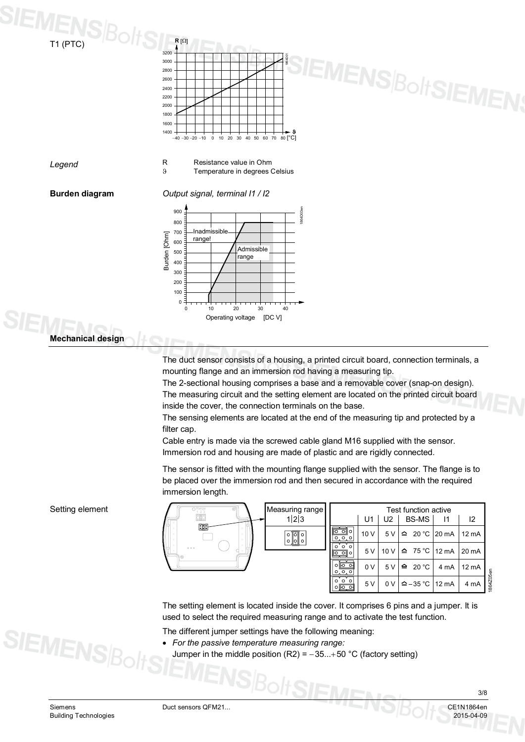T1 (PTC)

*Legend*

R Resistance value in Ohm
ϑ Temperature in degrees Celsius

**Burden diagram**

*Output signal, terminal I1 / I2*

## Mechanical design

The duct sensor consists of a housing, a printed circuit board, connection terminals, a mounting flange and an immersion rod having a measuring tip.
The 2-sectional housing comprises a base and a removable cover (snap-on design).
The measuring circuit and the setting element are located on the printed circuit board inside the cover, the connection terminals on the base.
The sensing elements are located at the end of the measuring tip and protected by a filter cap.
Cable entry is made via the screwed cable gland M16 supplied with the sensor.
Immersion rod and housing are made of plastic and are rigidly connected.

The sensor is fitted with the mounting flange supplied with the sensor. The flange is to be placed over the immersion rod and then secured in accordance with the required immersion length.

Setting element

Measuring range 1|2|3

| | Test function active | | | | |
|---|---|---|---|---|---|
| | U1 | U2 | BS-MS | I1 | I2 |
| | 10 V | 5 V | ≙ 20 °C | 20 mA | 12 mA |
| | 5 V | 10 V | ≙ 75 °C | 12 mA | 20 mA |
| | 0 V | 5 V | ≙ 20 °C | 4 mA | 12 mA |
| | 5 V | 0 V | ≙ –35 °C | 12 mA | 4 mA |

The setting element is located inside the cover. It comprises 6 pins and a jumper. It is used to select the required measuring range and to activate the test function.

The different jumper settings have the following meaning:

- *For the passive temperature measuring range:*
  Jumper in the middle position (R2) = −35...+50 °C (factory setting)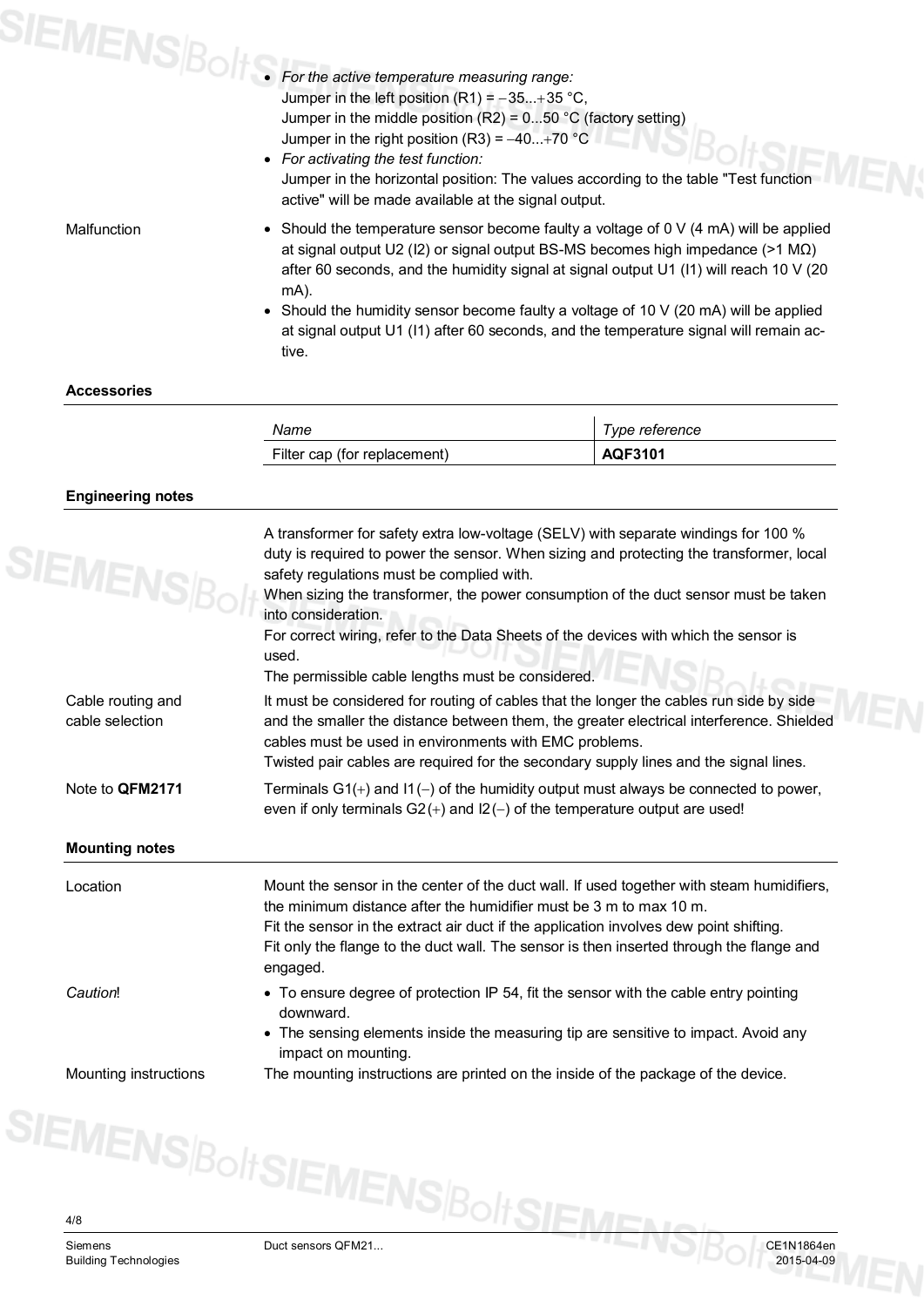- *For the active temperature measuring range:*
  Jumper in the left position (R1) = −35...+35 °C,
  Jumper in the middle position (R2) = 0...50 °C (factory setting)
  Jumper in the right position (R3) = −40...+70 °C
- *For activating the test function:*
  Jumper in the horizontal position: The values according to the table "Test function active" will be made available at the signal output.

Malfunction

- Should the temperature sensor become faulty a voltage of 0 V (4 mA) will be applied at signal output U2 (I2) or signal output BS-MS becomes high impedance (>1 MΩ) after 60 seconds, and the humidity signal at signal output U1 (I1) will reach 10 V (20 mA).
- Should the humidity sensor become faulty a voltage of 10 V (20 mA) will be applied at signal output U1 (I1) after 60 seconds, and the temperature signal will remain active.

## Accessories

| *Name* | *Type reference* |
|---|---|
| Filter cap (for replacement) | **AQF3101** |

## Engineering notes

A transformer for safety extra low-voltage (SELV) with separate windings for 100 % duty is required to power the sensor. When sizing and protecting the transformer, local safety regulations must be complied with.
When sizing the transformer, the power consumption of the duct sensor must be taken into consideration.
For correct wiring, refer to the Data Sheets of the devices with which the sensor is used.
The permissible cable lengths must be considered.

Cable routing and cable selection

It must be considered for routing of cables that the longer the cables run side by side and the smaller the distance between them, the greater electrical interference. Shielded cables must be used in environments with EMC problems.
Twisted pair cables are required for the secondary supply lines and the signal lines.

Note to **QFM2171**

Terminals G1(+) and I1(−) of the humidity output must always be connected to power, even if only terminals G2(+) and I2(−) of the temperature output are used!

## Mounting notes

Location

Mount the sensor in the center of the duct wall. If used together with steam humidifiers, the minimum distance after the humidifier must be 3 m to max 10 m.
Fit the sensor in the extract air duct if the application involves dew point shifting.
Fit only the flange to the duct wall. The sensor is then inserted through the flange and engaged.

*Caution*!

- To ensure degree of protection IP 54, fit the sensor with the cable entry pointing downward.
- The sensing elements inside the measuring tip are sensitive to impact. Avoid any impact on mounting.

Mounting instructions

The mounting instructions are printed on the inside of the package of the device.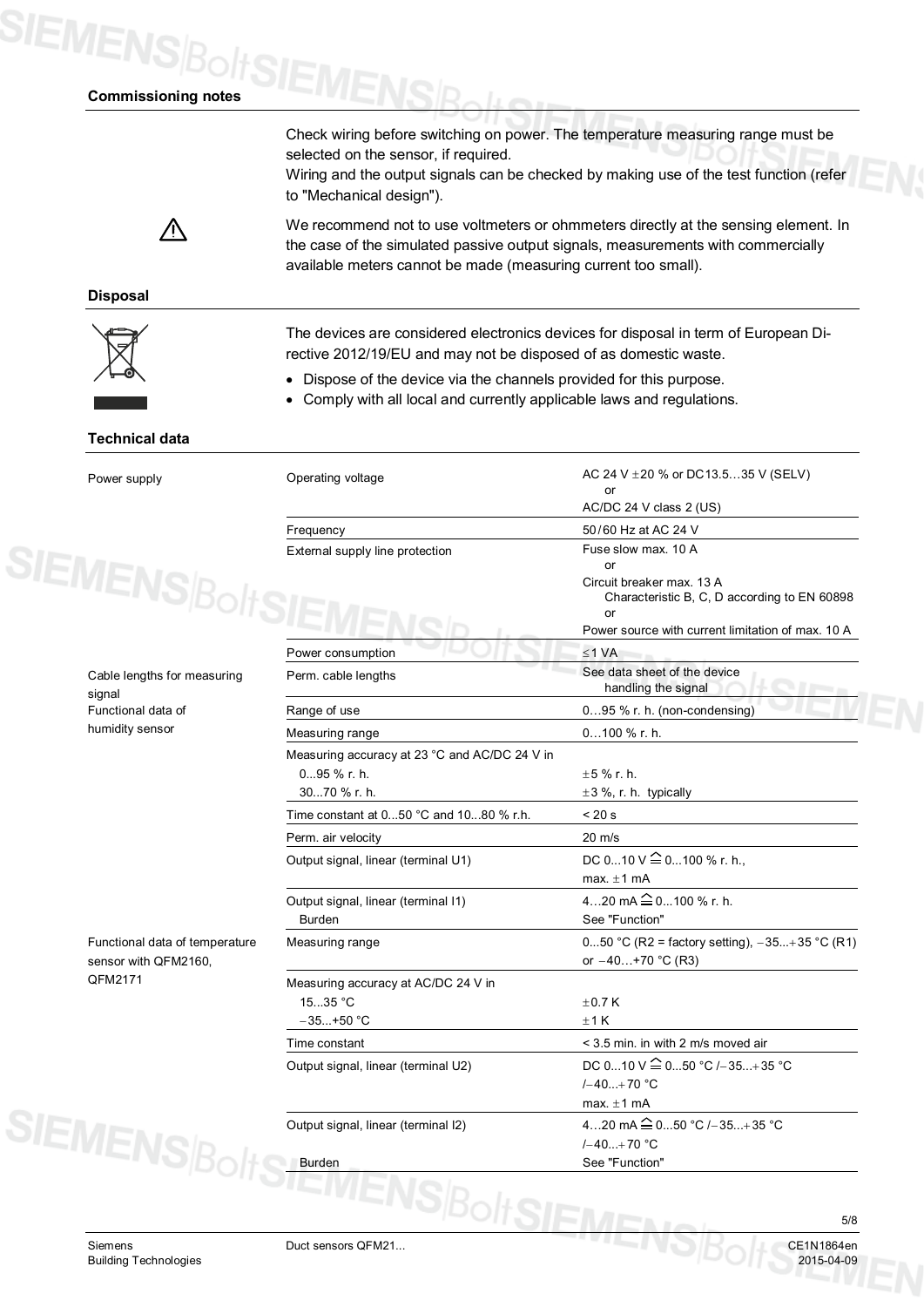## Commissioning notes

Check wiring before switching on power. The temperature measuring range must be selected on the sensor, if required.
Wiring and the output signals can be checked by making use of the test function (refer to "Mechanical design").

⚠ We recommend not to use voltmeters or ohmmeters directly at the sensing element. In the case of the simulated passive output signals, measurements with commercially available meters cannot be made (measuring current too small).

## Disposal

The devices are considered electronics devices for disposal in term of European Directive 2012/19/EU and may not be disposed of as domestic waste.

- Dispose of the device via the channels provided for this purpose.
- Comply with all local and currently applicable laws and regulations.

## Technical data

| | | |
|---|---|---|
| Power supply | Operating voltage | AC 24 V ±20 % or DC13.5…35 V (SELV) or AC/DC 24 V class 2 (US) |
| | Frequency | 50/60 Hz at AC 24 V |
| | External supply line protection | Fuse slow max. 10 A or Circuit breaker max. 13 A Characteristic B, C, D according to EN 60898 or Power source with current limitation of max. 10 A |
| | Power consumption | ≤1 VA |
| Cable lengths for measuring signal | Perm. cable lengths | See data sheet of the device handling the signal |
| Functional data of humidity sensor | Range of use | 0…95 % r. h. (non-condensing) |
| | Measuring range | 0…100 % r. h. |
| | Measuring accuracy at 23 °C and AC/DC 24 V in | |
| | 0...95 % r. h. | ±5 % r. h. |
| | 30...70 % r. h. | ±3 %, r. h. typically |
| | Time constant at 0...50 °C and 10...80 % r.h. | < 20 s |
| | Perm. air velocity | 20 m/s |
| | Output signal, linear (terminal U1) | DC 0...10 V ≙ 0...100 % r. h., max. ±1 mA |
| | Output signal, linear (terminal I1) | 4…20 mA ≙ 0...100 % r. h. |
| | Burden | See "Function" |
| Functional data of temperature sensor with QFM2160, QFM2171 | Measuring range | 0...50 °C (R2 = factory setting), −35...+35 °C (R1) or −40…+70 °C (R3) |
| | Measuring accuracy at AC/DC 24 V in | |
| | 15...35 °C | ±0.7 K |
| | −35...+50 °C | ±1 K |
| | Time constant | < 3.5 min. in with 2 m/s moved air |
| | Output signal, linear (terminal U2) | DC 0...10 V ≙ 0...50 °C /−35...+35 °C /−40...+70 °C max. ±1 mA |
| | Output signal, linear (terminal I2) | 4…20 mA ≙ 0...50 °C /−35...+35 °C /−40...+70 °C |
| | Burden | See "Function" |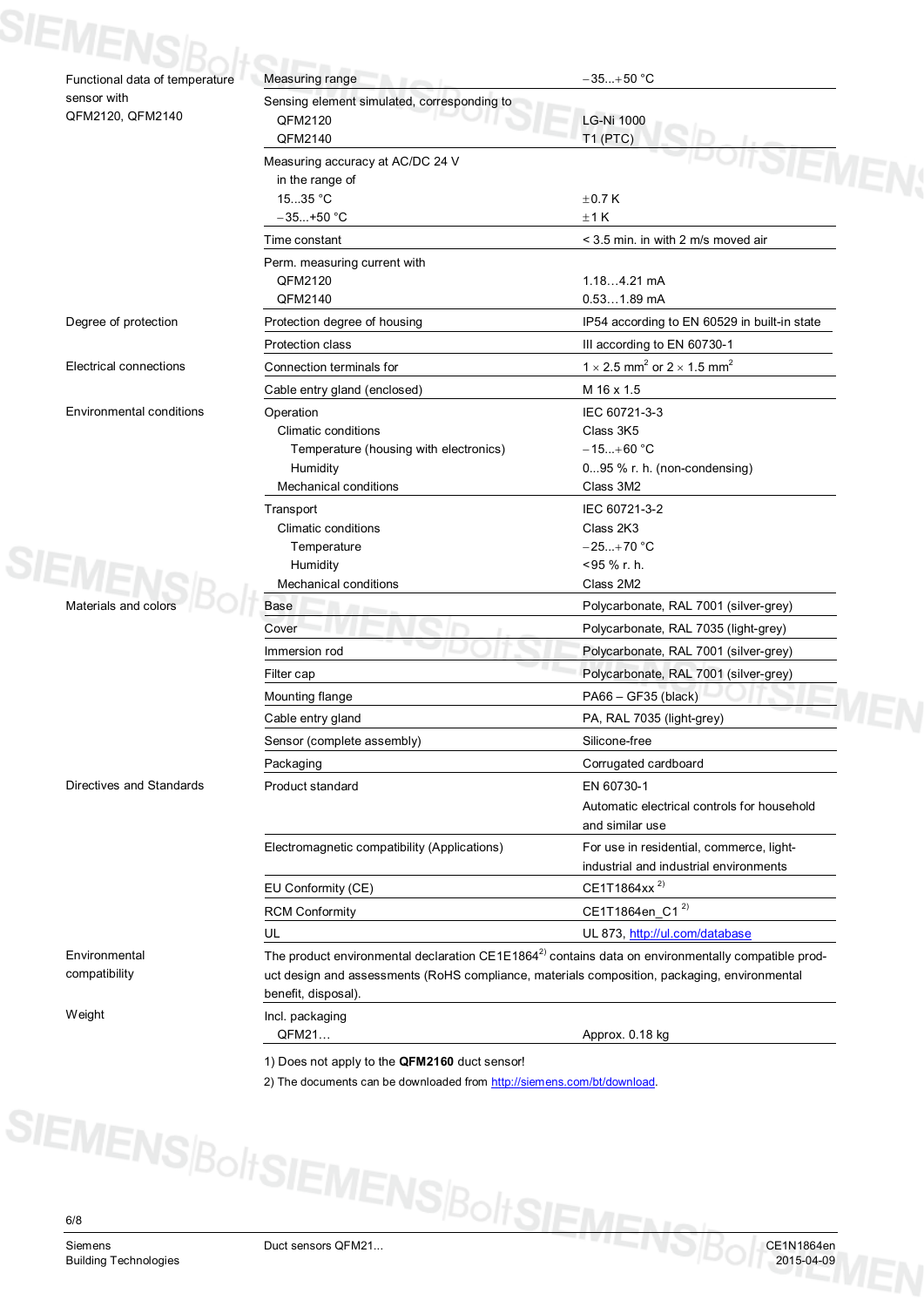| | | |
|---|---|---|
| Functional data of temperature sensor with QFM2120, QFM2140 | Measuring range | −35...+50 °C |
| | Sensing element simulated, corresponding to | |
| | QFM2120 | LG-Ni 1000 |
| | QFM2140 | T1 (PTC) |
| | Measuring accuracy at AC/DC 24 V in the range of | |
| | 15...35 °C | ±0.7 K |
| | −35...+50 °C | ±1 K |
| | Time constant | < 3.5 min. in with 2 m/s moved air |
| | Perm. measuring current with | |
| | QFM2120 | 1.18…4.21 mA |
| | QFM2140 | 0.53…1.89 mA |
| Degree of protection | Protection degree of housing | IP54 according to EN 60529 in built-in state |
| | Protection class | III according to EN 60730-1 |
| Electrical connections | Connection terminals for | 1 × 2.5 $mm^2$ or 2 × 1.5 $mm^2$ |
| | Cable entry gland (enclosed) | M 16 x 1.5 |
| Environmental conditions | Operation | IEC 60721-3-3 |
| | Climatic conditions | Class 3K5 |
| | Temperature (housing with electronics) | −15...+60 °C |
| | Humidity | 0...95 % r. h. (non-condensing) |
| | Mechanical conditions | Class 3M2 |
| | Transport | IEC 60721-3-2 |
| | Climatic conditions | Class 2K3 |
| | Temperature | −25...+70 °C |
| | Humidity | <95 % r. h. |
| | Mechanical conditions | Class 2M2 |
| Materials and colors | Base | Polycarbonate, RAL 7001 (silver-grey) |
| | Cover | Polycarbonate, RAL 7035 (light-grey) |
| | Immersion rod | Polycarbonate, RAL 7001 (silver-grey) |
| | Filter cap | Polycarbonate, RAL 7001 (silver-grey) |
| | Mounting flange | PA66 – GF35 (black) |
| | Cable entry gland | PA, RAL 7035 (light-grey) |
| | Sensor (complete assembly) | Silicone-free |
| | Packaging | Corrugated cardboard |
| Directives and Standards | Product standard | EN 60730-1 Automatic electrical controls for household and similar use |
| | Electromagnetic compatibility (Applications) | For use in residential, commerce, light-industrial and industrial environments |
| | EU Conformity (CE) | CE1T1864xx [2)] |
| | RCM Conformity | CE1T1864en_C1 [2)] |
| | UL | UL 873, http://ul.com/database |
| Environmental compatibility | The product environmental declaration CE1E1864[2)] contains data on environmentally compatible product design and assessments (RoHS compliance, materials composition, packaging, environmental benefit, disposal). | |
| Weight | Incl. packaging | |
| | QFM21… | Approx. 0.18 kg |

1) Does not apply to the **QFM2160** duct sensor!

2) The documents can be downloaded from http://siemens.com/bt/download.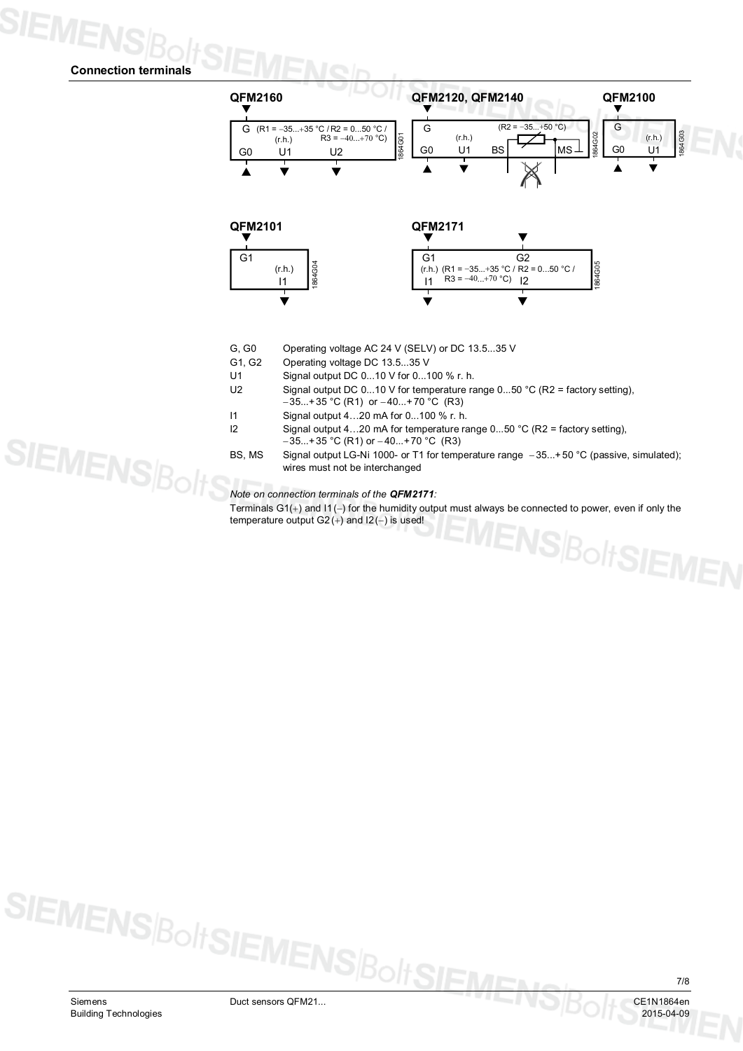## Connection terminals

**QFM2160**

G (R1 = −35...+35 °C / R2 = 0...50 °C / R3 = −40...+70 °C) (r.h.)
G0 U1 U2

**QFM2120, QFM2140**

G (r.h.) (R2 = −35...+50 °C)
G0 U1 BS MS

**QFM2100**

G (r.h.)
G0 U1

**QFM2101**

G1 (r.h.)
I1

**QFM2171**

G1 G2
(r.h.) (R1 = −35...+35 °C / R2 = 0...50 °C / R3 = −40...+70 °C)
I1 I2

| | |
|---|---|
| G, G0 | Operating voltage AC 24 V (SELV) or DC 13.5...35 V |
| G1, G2 | Operating voltage DC 13.5...35 V |
| U1 | Signal output DC 0...10 V for 0...100 % r. h. |
| U2 | Signal output DC 0...10 V for temperature range 0...50 °C (R2 = factory setting), −35...+35 °C (R1) or −40...+70 °C (R3) |
| I1 | Signal output 4…20 mA for 0...100 % r. h. |
| I2 | Signal output 4…20 mA for temperature range 0...50 °C (R2 = factory setting), −35...+35 °C (R1) or −40...+70 °C (R3) |
| BS, MS | Signal output LG-Ni 1000- or T1 for temperature range −35...+50 °C (passive, simulated); wires must not be interchanged |

*Note on connection terminals of the* ***QFM2171****:*

Terminals G1(+) and I1(−) for the humidity output must always be connected to power, even if only the temperature output G2(+) and I2(−) is used!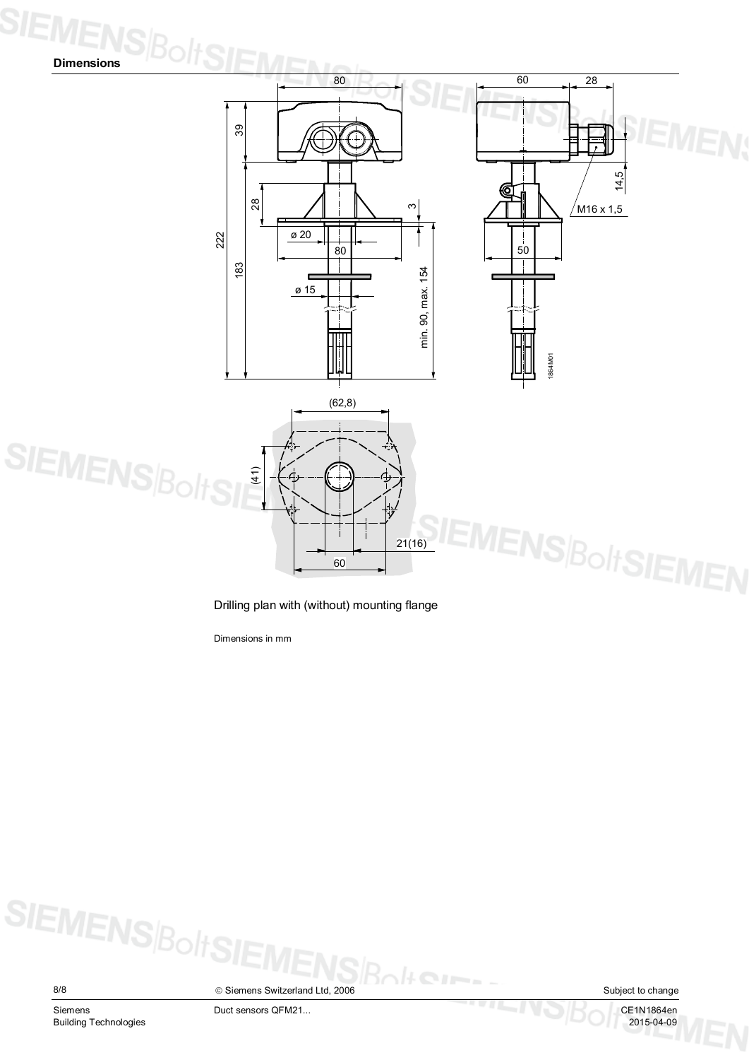## Dimensions

80
60
28
39
222
183
28
3
ø 20
80
ø 15
min. 90, max. 154
14,5
M16 x 1,5
50
1864M01
(62,8)
(41)
21(16)
60

Drilling plan with (without) mounting flange

Dimensions in mm